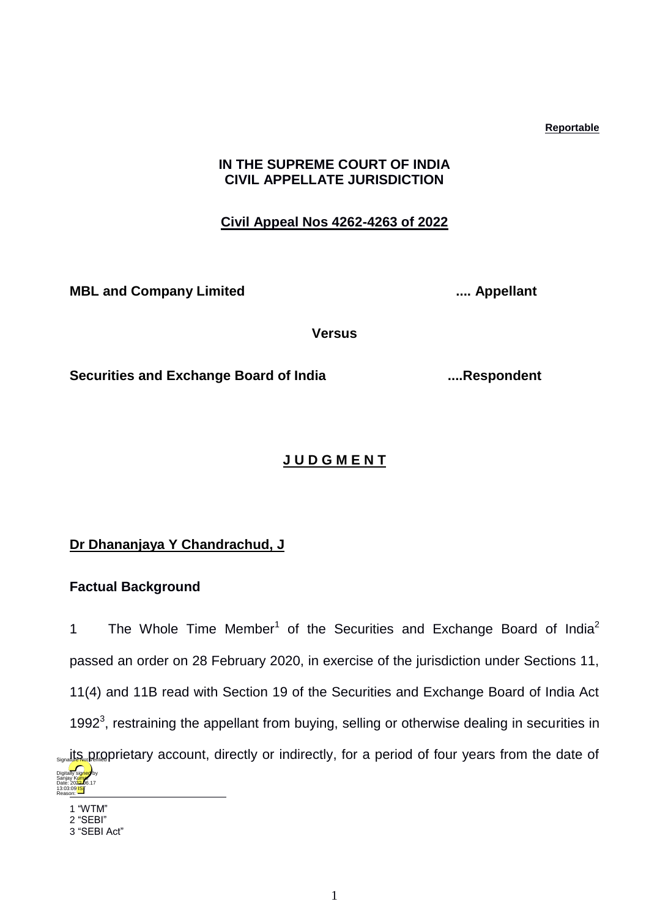**Reportable**

**IN THE SUPREME COURT OF INDIA**
**CIVIL APPELLATE JURISDICTION**

**Civil Appeal Nos 4262-4263 of 2022**

**MBL and Company Limited .... Appellant**

**Versus**

**Securities and Exchange Board of India ....Respondent**

## J U D G M E N T

**Dr Dhananjaya Y Chandrachud, J**

### Factual Background

1 The Whole Time Member[1] of the Securities and Exchange Board of India[2] passed an order on 28 February 2020, in exercise of the jurisdiction under Sections 11, 11(4) and 11B read with Section 19 of the Securities and Exchange Board of India Act 1992[3], restraining the appellant from buying, selling or otherwise dealing in securities in its proprietary account, directly or indirectly, for a period of four years from the date of

1 "WTM"
2 "SEBI"
3 "SEBI Act"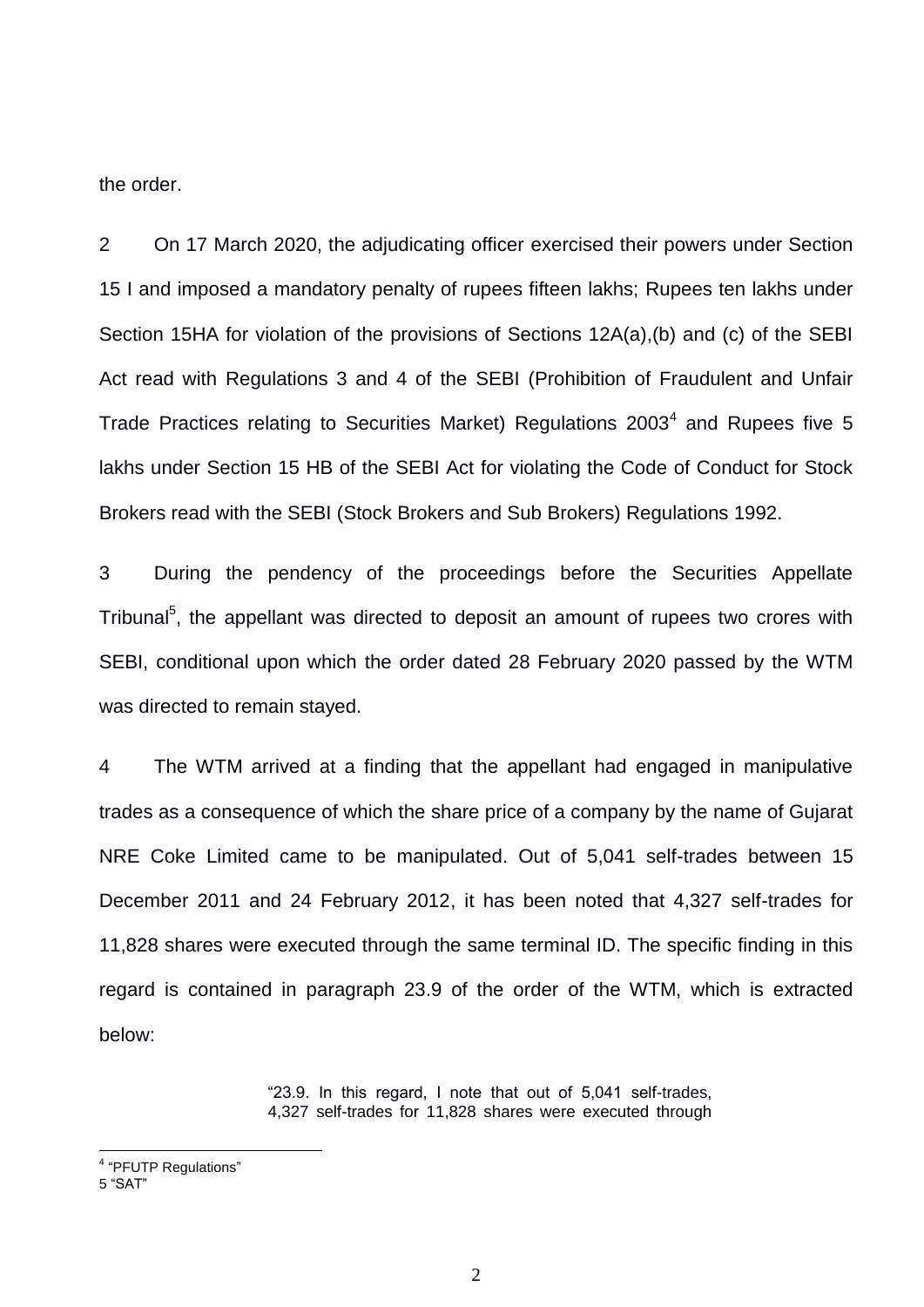the order.

2 On 17 March 2020, the adjudicating officer exercised their powers under Section 15 I and imposed a mandatory penalty of rupees fifteen lakhs; Rupees ten lakhs under Section 15HA for violation of the provisions of Sections 12A(a),(b) and (c) of the SEBI Act read with Regulations 3 and 4 of the SEBI (Prohibition of Fraudulent and Unfair Trade Practices relating to Securities Market) Regulations 2003[4] and Rupees five 5 lakhs under Section 15 HB of the SEBI Act for violating the Code of Conduct for Stock Brokers read with the SEBI (Stock Brokers and Sub Brokers) Regulations 1992.

3 During the pendency of the proceedings before the Securities Appellate Tribunal[5], the appellant was directed to deposit an amount of rupees two crores with SEBI, conditional upon which the order dated 28 February 2020 passed by the WTM was directed to remain stayed.

4 The WTM arrived at a finding that the appellant had engaged in manipulative trades as a consequence of which the share price of a company by the name of Gujarat NRE Coke Limited came to be manipulated. Out of 5,041 self-trades between 15 December 2011 and 24 February 2012, it has been noted that 4,327 self-trades for 11,828 shares were executed through the same terminal ID. The specific finding in this regard is contained in paragraph 23.9 of the order of the WTM, which is extracted below:

> "23.9. In this regard, I note that out of 5,041 self-trades, 4,327 self-trades for 11,828 shares were executed through

---

[4] "PFUTP Regulations"

[5] "SAT"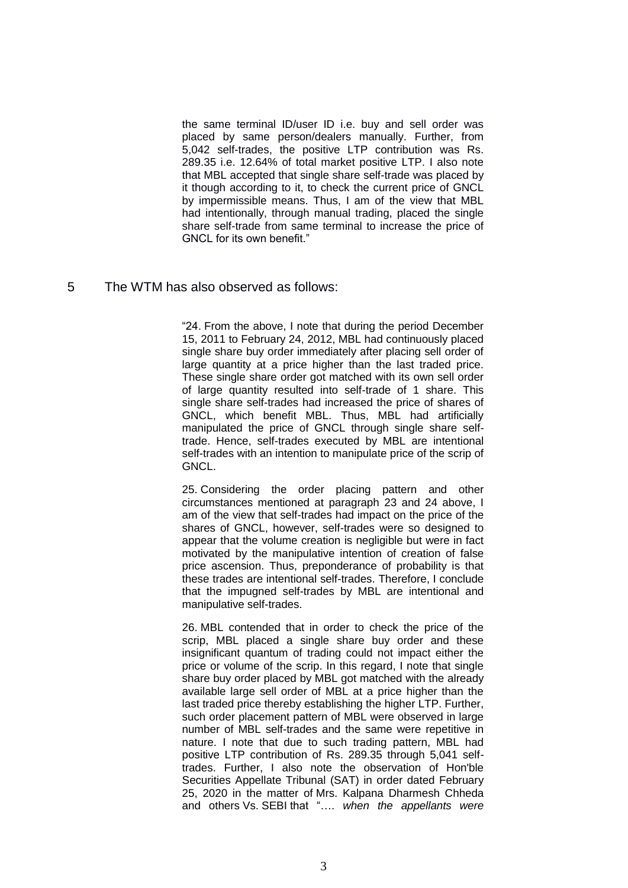the same terminal ID/user ID i.e. buy and sell order was placed by same person/dealers manually. Further, from 5,042 self-trades, the positive LTP contribution was Rs. 289.35 i.e. 12.64% of total market positive LTP. I also note that MBL accepted that single share self-trade was placed by it though according to it, to check the current price of GNCL by impermissible means. Thus, I am of the view that MBL had intentionally, through manual trading, placed the single share self-trade from same terminal to increase the price of GNCL for its own benefit."

5 The WTM has also observed as follows:

> "24. From the above, I note that during the period December 15, 2011 to February 24, 2012, MBL had continuously placed single share buy order immediately after placing sell order of large quantity at a price higher than the last traded price. These single share order got matched with its own sell order of large quantity resulted into self-trade of 1 share. This single share self-trades had increased the price of shares of GNCL, which benefit MBL. Thus, MBL had artificially manipulated the price of GNCL through single share self-trade. Hence, self-trades executed by MBL are intentional self-trades with an intention to manipulate price of the scrip of GNCL.
>
> 25. Considering the order placing pattern and other circumstances mentioned at paragraph 23 and 24 above, I am of the view that self-trades had impact on the price of the shares of GNCL, however, self-trades were so designed to appear that the volume creation is negligible but were in fact motivated by the manipulative intention of creation of false price ascension. Thus, preponderance of probability is that these trades are intentional self-trades. Therefore, I conclude that the impugned self-trades by MBL are intentional and manipulative self-trades.
>
> 26. MBL contended that in order to check the price of the scrip, MBL placed a single share buy order and these insignificant quantum of trading could not impact either the price or volume of the scrip. In this regard, I note that single share buy order placed by MBL got matched with the already available large sell order of MBL at a price higher than the last traded price thereby establishing the higher LTP. Further, such order placement pattern of MBL were observed in large number of MBL self-trades and the same were repetitive in nature. I note that due to such trading pattern, MBL had positive LTP contribution of Rs. 289.35 through 5,041 self-trades. Further, I also note the observation of Hon'ble Securities Appellate Tribunal (SAT) in order dated February 25, 2020 in the matter of Mrs. Kalpana Dharmesh Chheda and others Vs. SEBI that "…. *when the appellants were*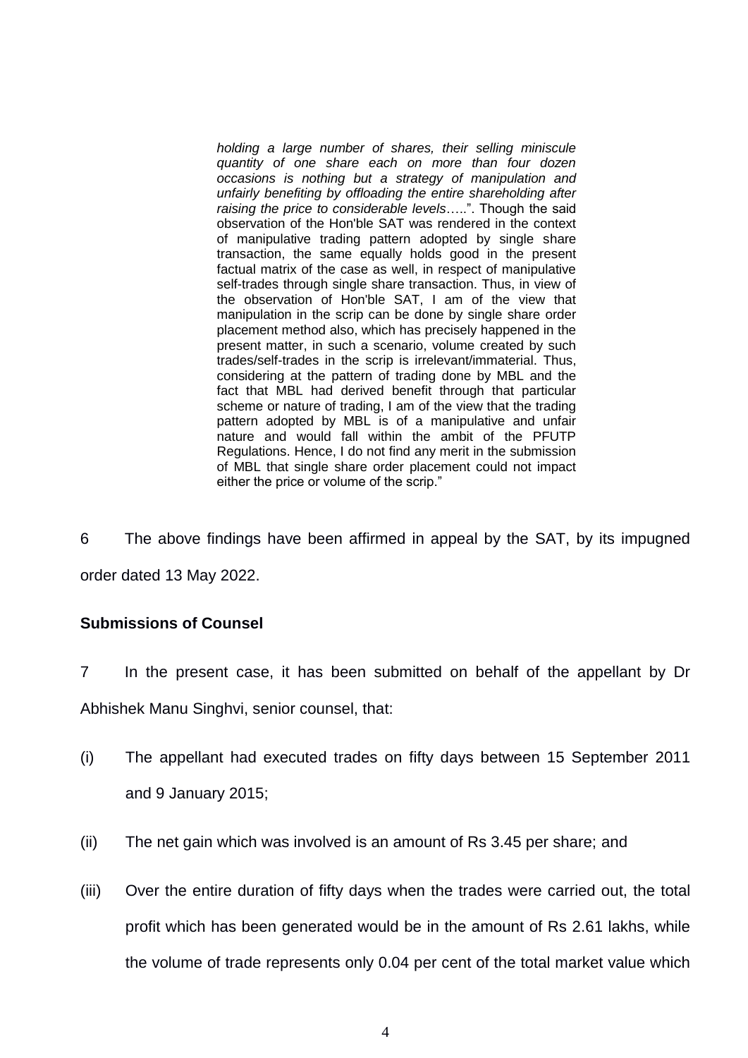> *holding a large number of shares, their selling miniscule quantity of one share each on more than four dozen occasions is nothing but a strategy of manipulation and unfairly benefiting by offloading the entire shareholding after raising the price to considerable levels…..*". Though the said observation of the Hon'ble SAT was rendered in the context of manipulative trading pattern adopted by single share transaction, the same equally holds good in the present factual matrix of the case as well, in respect of manipulative self-trades through single share transaction. Thus, in view of the observation of Hon'ble SAT, I am of the view that manipulation in the scrip can be done by single share order placement method also, which has precisely happened in the present matter, in such a scenario, volume created by such trades/self-trades in the scrip is irrelevant/immaterial. Thus, considering at the pattern of trading done by MBL and the fact that MBL had derived benefit through that particular scheme or nature of trading, I am of the view that the trading pattern adopted by MBL is of a manipulative and unfair nature and would fall within the ambit of the PFUTP Regulations. Hence, I do not find any merit in the submission of MBL that single share order placement could not impact either the price or volume of the scrip."

6 The above findings have been affirmed in appeal by the SAT, by its impugned order dated 13 May 2022.

**Submissions of Counsel**

7 In the present case, it has been submitted on behalf of the appellant by Dr Abhishek Manu Singhvi, senior counsel, that:

(i) The appellant had executed trades on fifty days between 15 September 2011 and 9 January 2015;

(ii) The net gain which was involved is an amount of Rs 3.45 per share; and

(iii) Over the entire duration of fifty days when the trades were carried out, the total profit which has been generated would be in the amount of Rs 2.61 lakhs, while the volume of trade represents only 0.04 per cent of the total market value which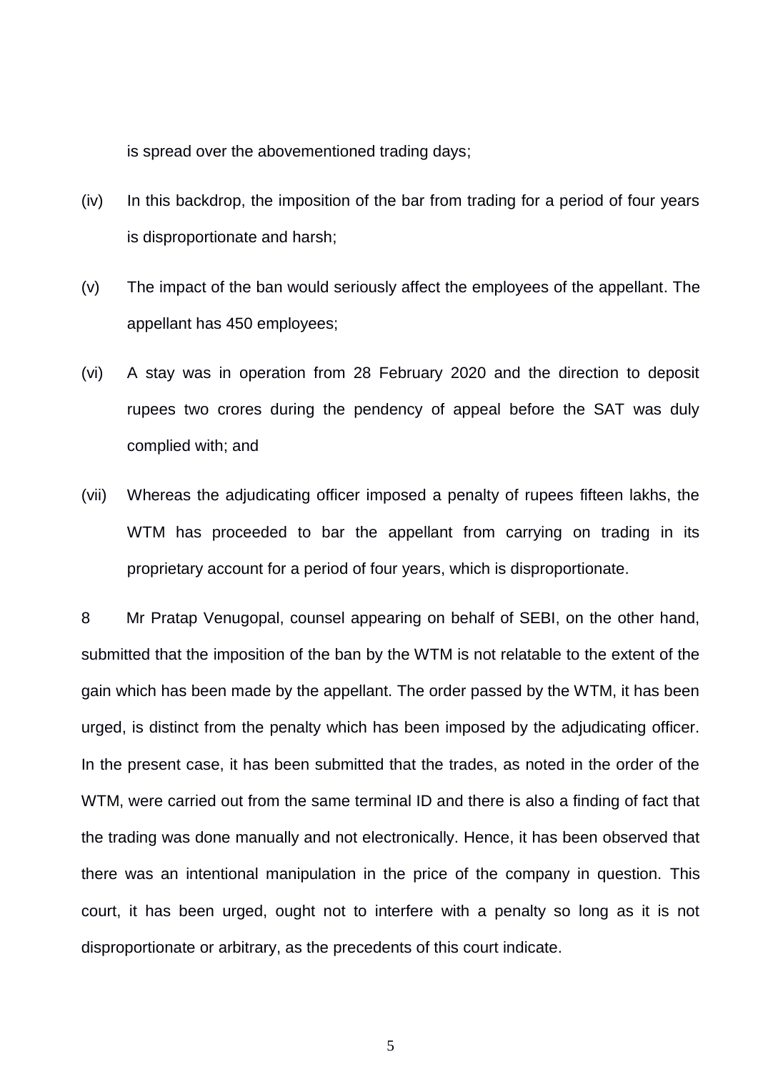is spread over the abovementioned trading days;

(iv) In this backdrop, the imposition of the bar from trading for a period of four years is disproportionate and harsh;

(v) The impact of the ban would seriously affect the employees of the appellant. The appellant has 450 employees;

(vi) A stay was in operation from 28 February 2020 and the direction to deposit rupees two crores during the pendency of appeal before the SAT was duly complied with; and

(vii) Whereas the adjudicating officer imposed a penalty of rupees fifteen lakhs, the WTM has proceeded to bar the appellant from carrying on trading in its proprietary account for a period of four years, which is disproportionate.

8 Mr Pratap Venugopal, counsel appearing on behalf of SEBI, on the other hand, submitted that the imposition of the ban by the WTM is not relatable to the extent of the gain which has been made by the appellant. The order passed by the WTM, it has been urged, is distinct from the penalty which has been imposed by the adjudicating officer. In the present case, it has been submitted that the trades, as noted in the order of the WTM, were carried out from the same terminal ID and there is also a finding of fact that the trading was done manually and not electronically. Hence, it has been observed that there was an intentional manipulation in the price of the company in question. This court, it has been urged, ought not to interfere with a penalty so long as it is not disproportionate or arbitrary, as the precedents of this court indicate.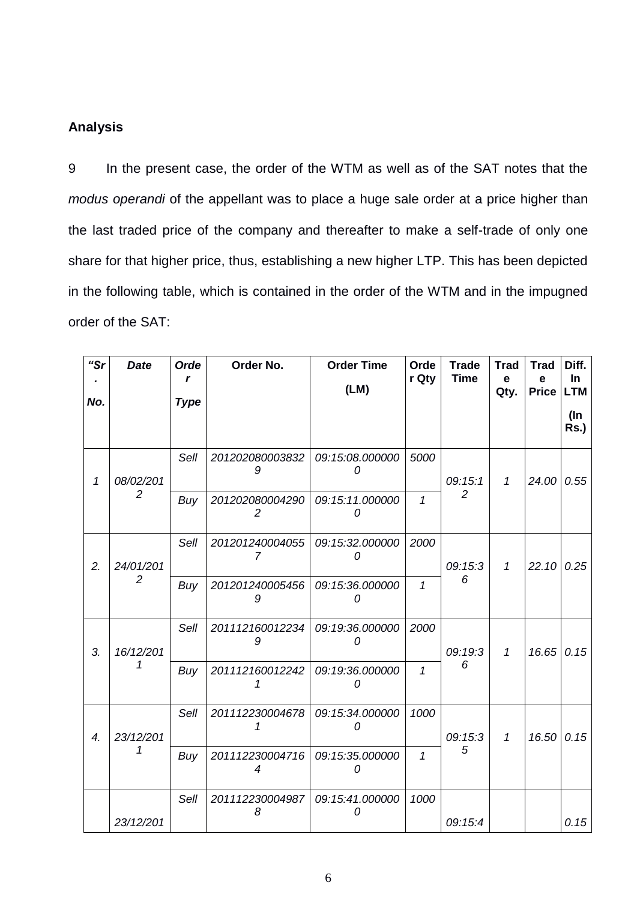**Analysis**

9 In the present case, the order of the WTM as well as of the SAT notes that the *modus operandi* of the appellant was to place a huge sale order at a price higher than the last traded price of the company and thereafter to make a self-trade of only one share for that higher price, thus, establishing a new higher LTP. This has been depicted in the following table, which is contained in the order of the WTM and in the impugned order of the SAT:

| *"Sr. No.* | *Date* | *Order Type* | Order No. | Order Time (LM) | Order Qty | Trade Time | Trade Qty. | Trade Price | Diff. In LTM (In Rs.) |
|---|---|---|---|---|---|---|---|---|---|
| *1* | *08/02/2012* | *Sell* | *2012020800038329* | *09:15:08.0000000* | *5000* | *09:15:12* | *1* | *24.00* | *0.55* |
| | | *Buy* | *2012020800042902* | *09:15:11.0000000* | *1* | | | | |
| *2.* | *24/01/2012* | *Sell* | *2012012400040557* | *09:15:32.0000000* | *2000* | *09:15:36* | *1* | *22.10* | *0.25* |
| | | *Buy* | *2012012400054569* | *09:15:36.0000000* | *1* | | | | |
| *3.* | *16/12/2011* | *Sell* | *2011121600122349* | *09:19:36.0000000* | *2000* | *09:19:36* | *1* | *16.65* | *0.15* |
| | | *Buy* | *2011121600122421* | *09:19:36.0000000* | *1* | | | | |
| *4.* | *23/12/2011* | *Sell* | *2011122300046781* | *09:15:34.0000000* | *1000* | *09:15:35* | *1* | *16.50* | *0.15* |
| | | *Buy* | *2011122300047164* | *09:15:35.0000000* | *1* | | | | |
| | *23/12/201* | *Sell* | *2011122300049878* | *09:15:41.0000000* | *1000* | *09:15:4* | | | *0.15* |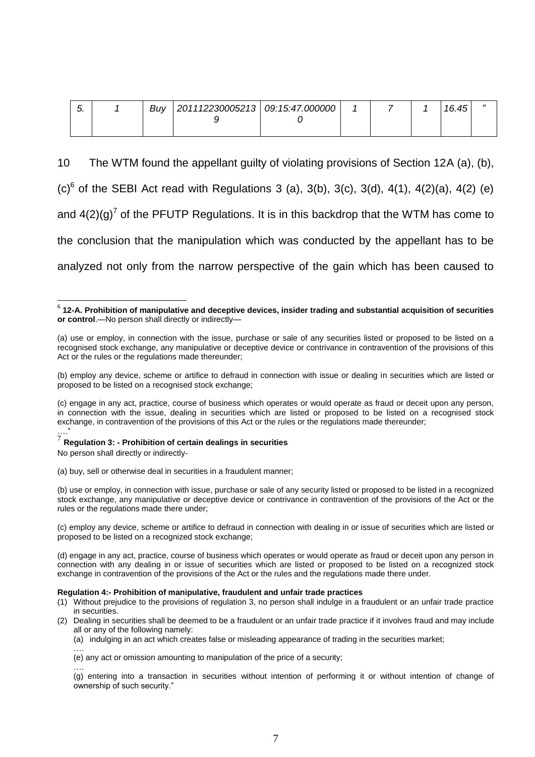| | | | | | | | | | |
|---|---|---|---|---|---|---|---|---|---|
| *5.* | *1* | *Buy* | *2011122300052139* | *09:15:47.0000000* | *1* | *7* | *1* | *16.45* | ” |

10 The WTM found the appellant guilty of violating provisions of Section 12A (a), (b), (c)[6] of the SEBI Act read with Regulations 3 (a), 3(b), 3(c), 3(d), 4(1), 4(2)(a), 4(2) (e) and 4(2)(g)[7] of the PFUTP Regulations. It is in this backdrop that the WTM has come to the conclusion that the manipulation which was conducted by the appellant has to be analyzed not only from the narrow perspective of the gain which has been caused to

---

[6] **12-A. Prohibition of manipulative and deceptive devices, insider trading and substantial acquisition of securities or control**.—No person shall directly or indirectly—

(a) use or employ, in connection with the issue, purchase or sale of any securities listed or proposed to be listed on a recognised stock exchange, any manipulative or deceptive device or contrivance in contravention of the provisions of this Act or the rules or the regulations made thereunder;

(b) employ any device, scheme or artifice to defraud in connection with issue or dealing in securities which are listed or proposed to be listed on a recognised stock exchange;

(c) engage in any act, practice, course of business which operates or would operate as fraud or deceit upon any person, in connection with the issue, dealing in securities which are listed or proposed to be listed on a recognised stock exchange, in contravention of the provisions of this Act or the rules or the regulations made thereunder;

…."

[7] **Regulation 3: - Prohibition of certain dealings in securities**

No person shall directly or indirectly-

(a) buy, sell or otherwise deal in securities in a fraudulent manner;

(b) use or employ, in connection with issue, purchase or sale of any security listed or proposed to be listed in a recognized stock exchange, any manipulative or deceptive device or contrivance in contravention of the provisions of the Act or the rules or the regulations made there under;

(c) employ any device, scheme or artifice to defraud in connection with dealing in or issue of securities which are listed or proposed to be listed on a recognized stock exchange;

(d) engage in any act, practice, course of business which operates or would operate as fraud or deceit upon any person in connection with any dealing in or issue of securities which are listed or proposed to be listed on a recognized stock exchange in contravention of the provisions of the Act or the rules and the regulations made there under.

**Regulation 4:- Prohibition of manipulative, fraudulent and unfair trade practices**

(1) Without prejudice to the provisions of regulation 3, no person shall indulge in a fraudulent or an unfair trade practice in securities.
(2) Dealing in securities shall be deemed to be a fraudulent or an unfair trade practice if it involves fraud and may include all or any of the following namely:
    (a) indulging in an act which creates false or misleading appearance of trading in the securities market;
    ….
    (e) any act or omission amounting to manipulation of the price of a security;
    ….
    (g) entering into a transaction in securities without intention of performing it or without intention of change of ownership of such security."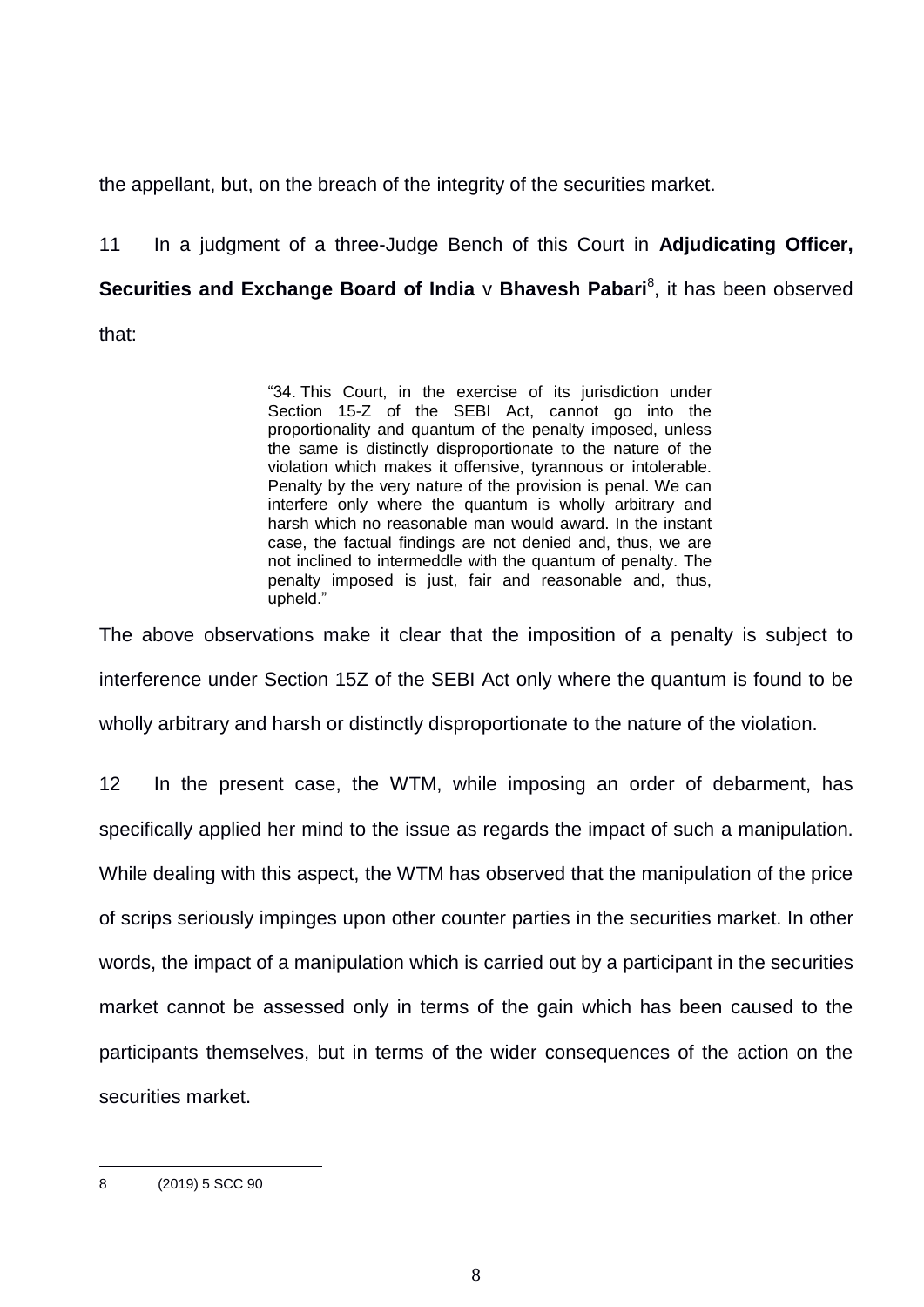the appellant, but, on the breach of the integrity of the securities market.

11 In a judgment of a three-Judge Bench of this Court in **Adjudicating Officer, Securities and Exchange Board of India** v **Bhavesh Pabari**[8], it has been observed that:

> "34. This Court, in the exercise of its jurisdiction under Section 15-Z of the SEBI Act, cannot go into the proportionality and quantum of the penalty imposed, unless the same is distinctly disproportionate to the nature of the violation which makes it offensive, tyrannous or intolerable. Penalty by the very nature of the provision is penal. We can interfere only where the quantum is wholly arbitrary and harsh which no reasonable man would award. In the instant case, the factual findings are not denied and, thus, we are not inclined to intermeddle with the quantum of penalty. The penalty imposed is just, fair and reasonable and, thus, upheld."

The above observations make it clear that the imposition of a penalty is subject to interference under Section 15Z of the SEBI Act only where the quantum is found to be wholly arbitrary and harsh or distinctly disproportionate to the nature of the violation.

12 In the present case, the WTM, while imposing an order of debarment, has specifically applied her mind to the issue as regards the impact of such a manipulation. While dealing with this aspect, the WTM has observed that the manipulation of the price of scrips seriously impinges upon other counter parties in the securities market. In other words, the impact of a manipulation which is carried out by a participant in the securities market cannot be assessed only in terms of the gain which has been caused to the participants themselves, but in terms of the wider consequences of the action on the securities market.

---

8 (2019) 5 SCC 90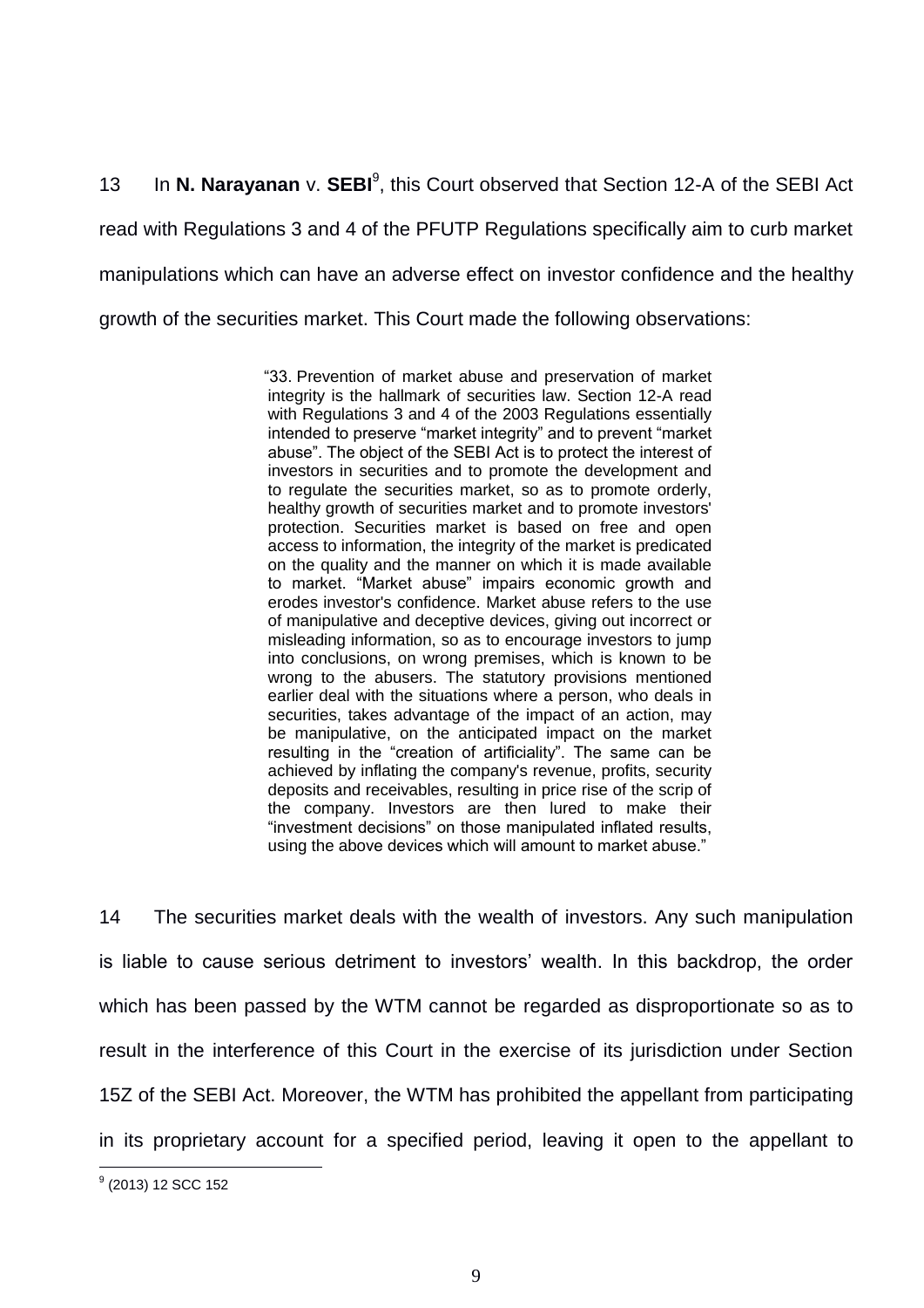13 In **N. Narayanan** v. **SEBI**[9], this Court observed that Section 12-A of the SEBI Act read with Regulations 3 and 4 of the PFUTP Regulations specifically aim to curb market manipulations which can have an adverse effect on investor confidence and the healthy growth of the securities market. This Court made the following observations:

> "33. Prevention of market abuse and preservation of market integrity is the hallmark of securities law. Section 12-A read with Regulations 3 and 4 of the 2003 Regulations essentially intended to preserve "market integrity" and to prevent "market abuse". The object of the SEBI Act is to protect the interest of investors in securities and to promote the development and to regulate the securities market, so as to promote orderly, healthy growth of securities market and to promote investors' protection. Securities market is based on free and open access to information, the integrity of the market is predicated on the quality and the manner on which it is made available to market. "Market abuse" impairs economic growth and erodes investor's confidence. Market abuse refers to the use of manipulative and deceptive devices, giving out incorrect or misleading information, so as to encourage investors to jump into conclusions, on wrong premises, which is known to be wrong to the abusers. The statutory provisions mentioned earlier deal with the situations where a person, who deals in securities, takes advantage of the impact of an action, may be manipulative, on the anticipated impact on the market resulting in the "creation of artificiality". The same can be achieved by inflating the company's revenue, profits, security deposits and receivables, resulting in price rise of the scrip of the company. Investors are then lured to make their "investment decisions" on those manipulated inflated results, using the above devices which will amount to market abuse."

14 The securities market deals with the wealth of investors. Any such manipulation is liable to cause serious detriment to investors' wealth. In this backdrop, the order which has been passed by the WTM cannot be regarded as disproportionate so as to result in the interference of this Court in the exercise of its jurisdiction under Section 15Z of the SEBI Act. Moreover, the WTM has prohibited the appellant from participating in its proprietary account for a specified period, leaving it open to the appellant to

---

[9] (2013) 12 SCC 152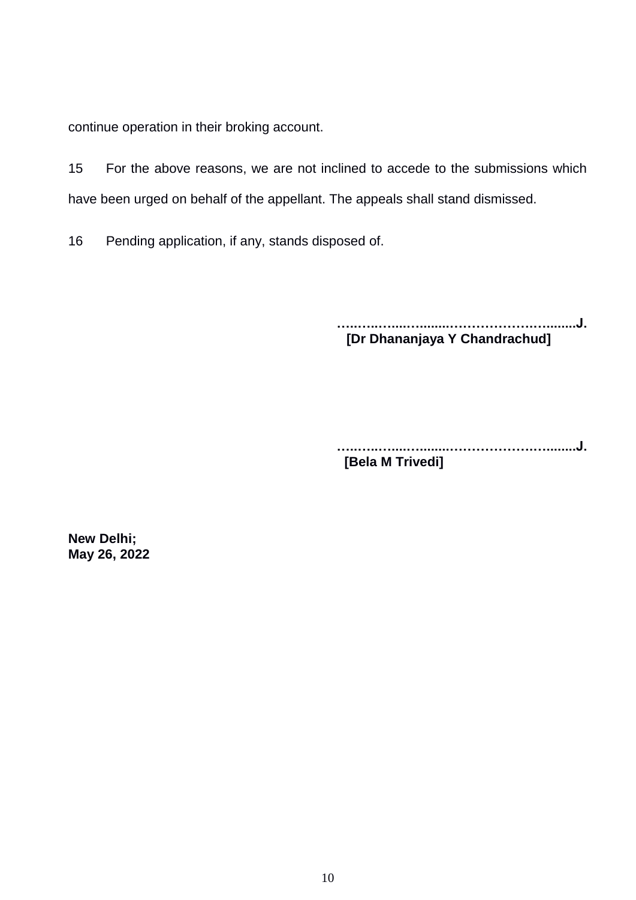continue operation in their broking account.

15 For the above reasons, we are not inclined to accede to the submissions which have been urged on behalf of the appellant. The appeals shall stand dismissed.

16 Pending application, if any, stands disposed of.

**…..…..….....…......………………….…........J.**
**[Dr Dhananjaya Y Chandrachud]**

**…..…..….....…......………………….…........J.**
**[Bela M Trivedi]**

**New Delhi;**
**May 26, 2022**